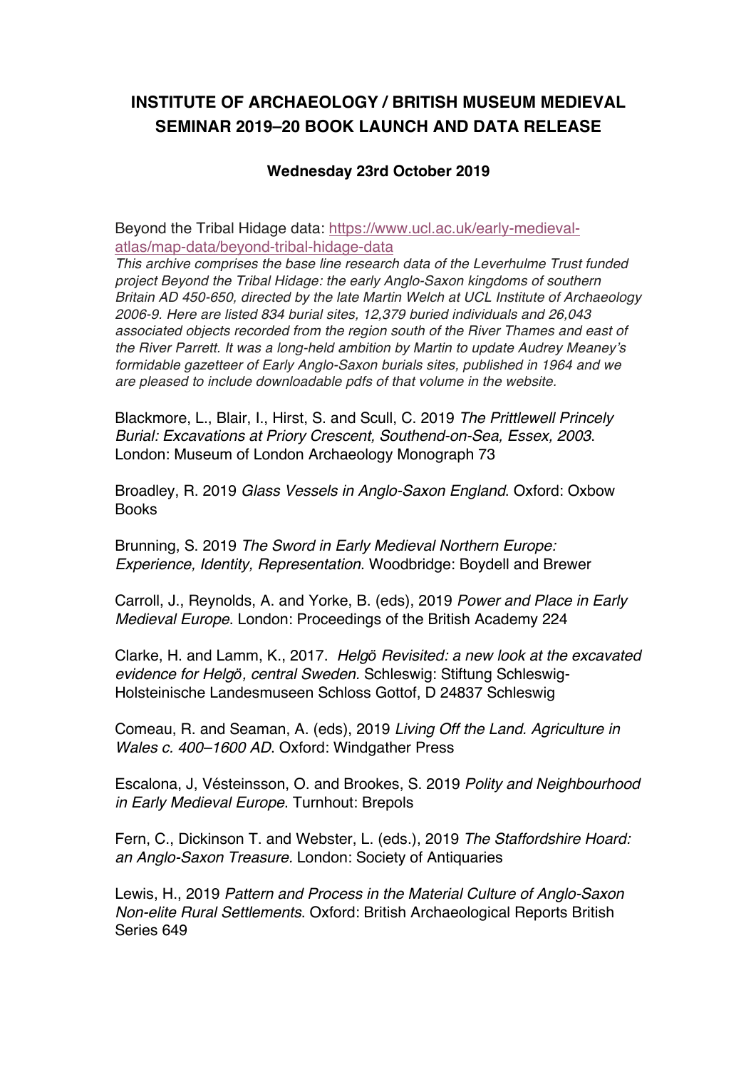# INSTITUTE OF ARCHAEOLOGY / BRITISH MUSEUM MEDIEVAL SEMINAR 2019–20 BOOK LAUNCH AND DATA RELEASE

### Wednesday 23rd October 2019

Beyond the Tribal Hidage data: [https://www.ucl.ac.uk/early-medieval-atlas/map-data/beyond-tribal-hidage-data](https://www.ucl.ac.uk/early-medieval-atlas/map-data/beyond-tribal-hidage-data)
*This archive comprises the base line research data of the Leverhulme Trust funded project Beyond the Tribal Hidage: the early Anglo-Saxon kingdoms of southern Britain AD 450-650, directed by the late Martin Welch at UCL Institute of Archaeology 2006-9. Here are listed 834 burial sites, 12,379 buried individuals and 26,043 associated objects recorded from the region south of the River Thames and east of the River Parrett. It was a long-held ambition by Martin to update Audrey Meaney's formidable gazetteer of Early Anglo-Saxon burials sites, published in 1964 and we are pleased to include downloadable pdfs of that volume in the website.*

Blackmore, L., Blair, I., Hirst, S. and Scull, C. 2019 *The Prittlewell Princely Burial: Excavations at Priory Crescent, Southend-on-Sea, Essex, 2003*. London: Museum of London Archaeology Monograph 73

Broadley, R. 2019 *Glass Vessels in Anglo-Saxon England*. Oxford: Oxbow Books

Brunning, S. 2019 *The Sword in Early Medieval Northern Europe: Experience, Identity, Representation*. Woodbridge: Boydell and Brewer

Carroll, J., Reynolds, A. and Yorke, B. (eds), 2019 *Power and Place in Early Medieval Europe*. London: Proceedings of the British Academy 224

Clarke, H. and Lamm, K., 2017. *Helgö Revisited: a new look at the excavated evidence for Helgö, central Sweden.* Schleswig: Stiftung Schleswig-Holsteinische Landesmuseen Schloss Gottof, D 24837 Schleswig

Comeau, R. and Seaman, A. (eds), 2019 *Living Off the Land. Agriculture in Wales c. 400–1600 AD*. Oxford: Windgather Press

Escalona, J, Vésteinsson, O. and Brookes, S. 2019 *Polity and Neighbourhood in Early Medieval Europe*. Turnhout: Brepols

Fern, C., Dickinson T. and Webster, L. (eds.), 2019 *The Staffordshire Hoard: an Anglo-Saxon Treasure.* London: Society of Antiquaries

Lewis, H., 2019 *Pattern and Process in the Material Culture of Anglo-Saxon Non-elite Rural Settlements*. Oxford: British Archaeological Reports British Series 649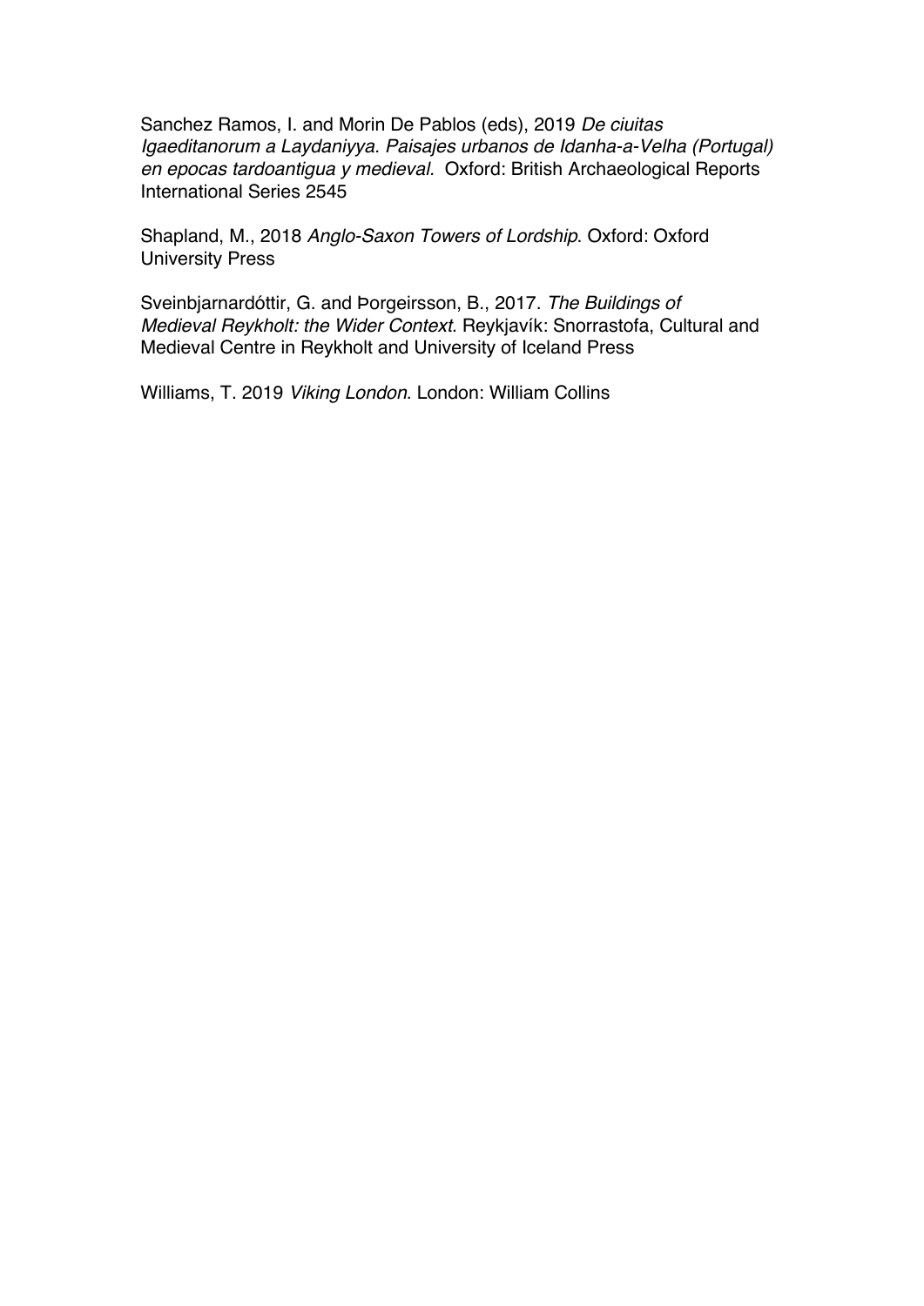Sanchez Ramos, I. and Morin De Pablos (eds), 2019 *De ciuitas Igaeditanorum a Laydaniyya. Paisajes urbanos de Idanha-a-Velha (Portugal) en epocas tardoantigua y medieval.* Oxford: British Archaeological Reports International Series 2545

Shapland, M., 2018 *Anglo-Saxon Towers of Lordship*. Oxford: Oxford University Press

Sveinbjarnardóttir, G. and Þorgeirsson, B., 2017. *The Buildings of Medieval Reykholt: the Wider Context*. Reykjavík: Snorrastofa, Cultural and Medieval Centre in Reykholt and University of Iceland Press

Williams, T. 2019 *Viking London*. London: William Collins